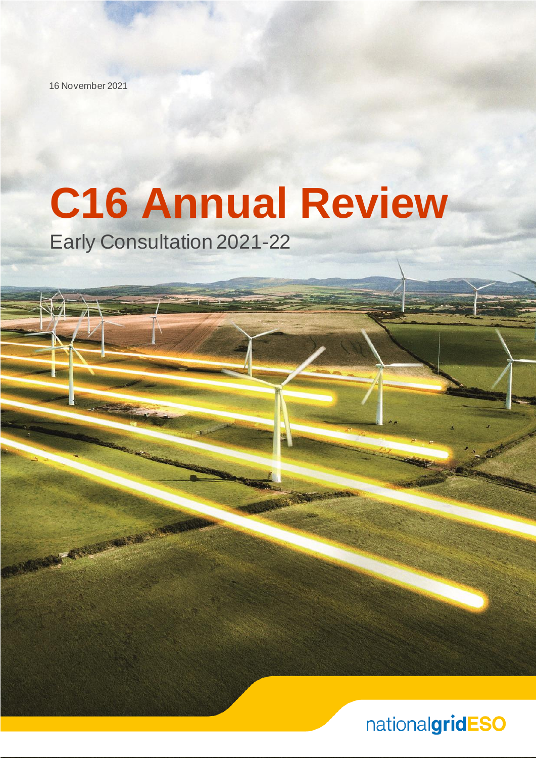16 November 2021

# C16 Annual Review

Early Consultation 2021-22

nationalgridESO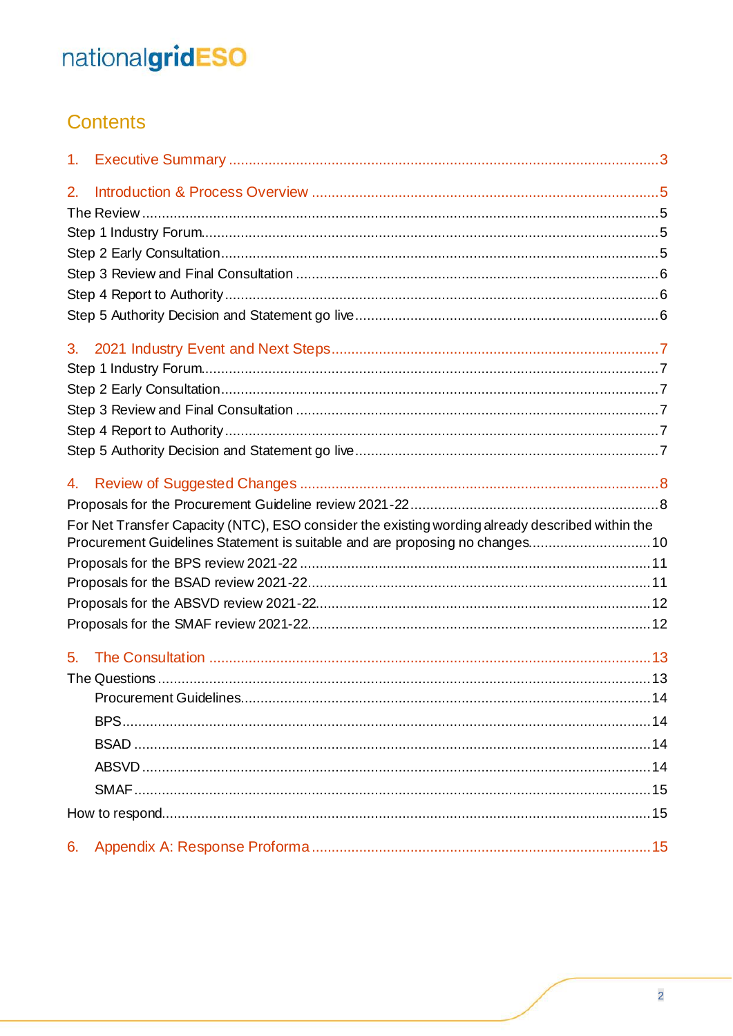# Contents

1. Executive Summary ........ 3

2. Introduction & Process Overview ........ 5

The Review ........ 5

Step 1 Industry Forum ........ 5

Step 2 Early Consultation ........ 5

Step 3 Review and Final Consultation ........ 6

Step 4 Report to Authority ........ 6

Step 5 Authority Decision and Statement go live ........ 6

3. 2021 Industry Event and Next Steps ........ 7

Step 1 Industry Forum ........ 7

Step 2 Early Consultation ........ 7

Step 3 Review and Final Consultation ........ 7

Step 4 Report to Authority ........ 7

Step 5 Authority Decision and Statement go live ........ 7

4. Review of Suggested Changes ........ 8

Proposals for the Procurement Guideline review 2021-22 ........ 8

For Net Transfer Capacity (NTC), ESO consider the existing wording already described within the Procurement Guidelines Statement is suitable and are proposing no changes ........ 10

Proposals for the BPS review 2021-22 ........ 11

Proposals for the BSAD review 2021-22 ........ 11

Proposals for the ABSVD review 2021-22 ........ 12

Proposals for the SMAF review 2021-22 ........ 12

5. The Consultation ........ 13

The Questions ........ 13

- Procurement Guidelines ........ 14
- BPS ........ 14
- BSAD ........ 14
- ABSVD ........ 14
- SMAF ........ 15

How to respond ........ 15

6. Appendix A: Response Proforma ........ 15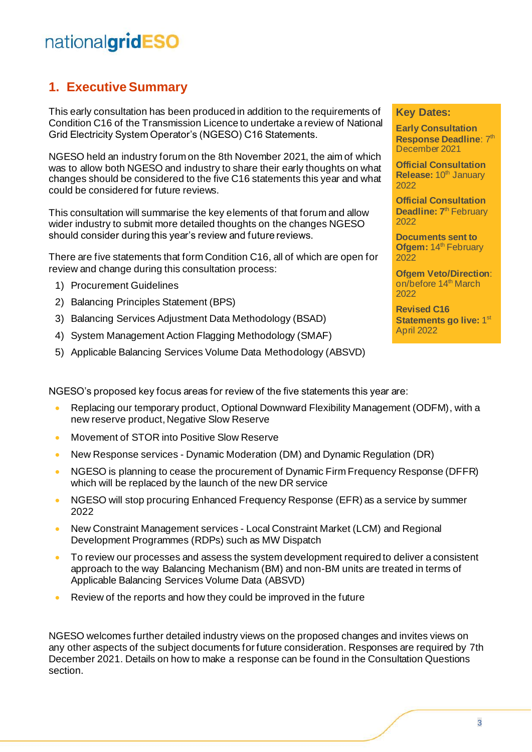## 1. Executive Summary

This early consultation has been produced in addition to the requirements of Condition C16 of the Transmission Licence to undertake a review of National Grid Electricity System Operator's (NGESO) C16 Statements.

NGESO held an industry forum on the 8th November 2021, the aim of which was to allow both NGESO and industry to share their early thoughts on what changes should be considered to the five C16 statements this year and what could be considered for future reviews.

This consultation will summarise the key elements of that forum and allow wider industry to submit more detailed thoughts on the changes NGESO should consider during this year's review and future reviews.

There are five statements that form Condition C16, all of which are open for review and change during this consultation process:

1) Procurement Guidelines
2) Balancing Principles Statement (BPS)
3) Balancing Services Adjustment Data Methodology (BSAD)
4) System Management Action Flagging Methodology (SMAF)
5) Applicable Balancing Services Volume Data Methodology (ABSVD)

**Key Dates:**

**Early Consultation Response Deadline**: 7th December 2021

**Official Consultation Release:** 10th January 2022

**Official Consultation Deadline:** 7th February 2022

**Documents sent to Ofgem:** 14th February 2022

**Ofgem Veto/Direction**: on/before 14th March 2022

**Revised C16 Statements go live:** 1st April 2022

NGESO's proposed key focus areas for review of the five statements this year are:

- Replacing our temporary product, Optional Downward Flexibility Management (ODFM), with a new reserve product, Negative Slow Reserve
- Movement of STOR into Positive Slow Reserve
- New Response services - Dynamic Moderation (DM) and Dynamic Regulation (DR)
- NGESO is planning to cease the procurement of Dynamic Firm Frequency Response (DFFR) which will be replaced by the launch of the new DR service
- NGESO will stop procuring Enhanced Frequency Response (EFR) as a service by summer 2022
- New Constraint Management services - Local Constraint Market (LCM) and Regional Development Programmes (RDPs) such as MW Dispatch
- To review our processes and assess the system development required to deliver a consistent approach to the way Balancing Mechanism (BM) and non-BM units are treated in terms of Applicable Balancing Services Volume Data (ABSVD)
- Review of the reports and how they could be improved in the future

NGESO welcomes further detailed industry views on the proposed changes and invites views on any other aspects of the subject documents for future consideration. Responses are required by 7th December 2021. Details on how to make a response can be found in the Consultation Questions section.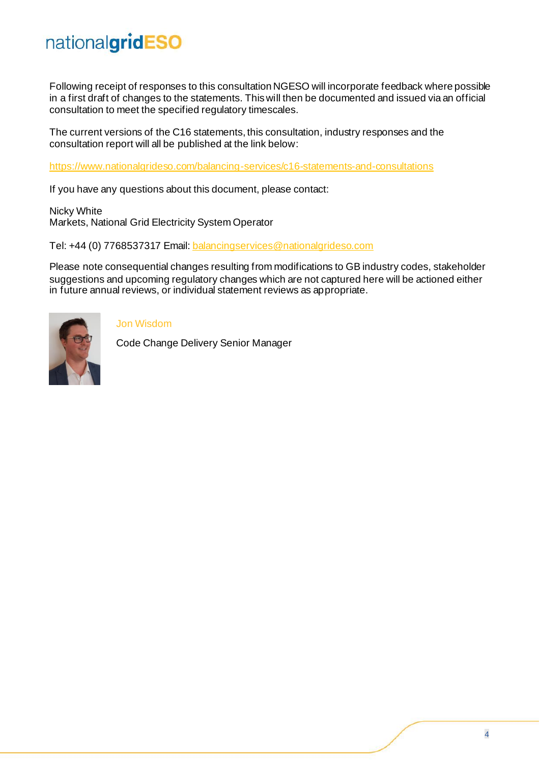Following receipt of responses to this consultation NGESO will incorporate feedback where possible in a first draft of changes to the statements. This will then be documented and issued via an official consultation to meet the specified regulatory timescales.

The current versions of the C16 statements, this consultation, industry responses and the consultation report will all be published at the link below:

https://www.nationalgrideso.com/balancing-services/c16-statements-and-consultations

If you have any questions about this document, please contact:

Nicky White
Markets, National Grid Electricity System Operator

Tel: +44 (0) 7768537317 Email: balancingservices@nationalgrideso.com

Please note consequential changes resulting from modifications to GB industry codes, stakeholder suggestions and upcoming regulatory changes which are not captured here will be actioned either in future annual reviews, or individual statement reviews as appropriate.

Jon Wisdom

Code Change Delivery Senior Manager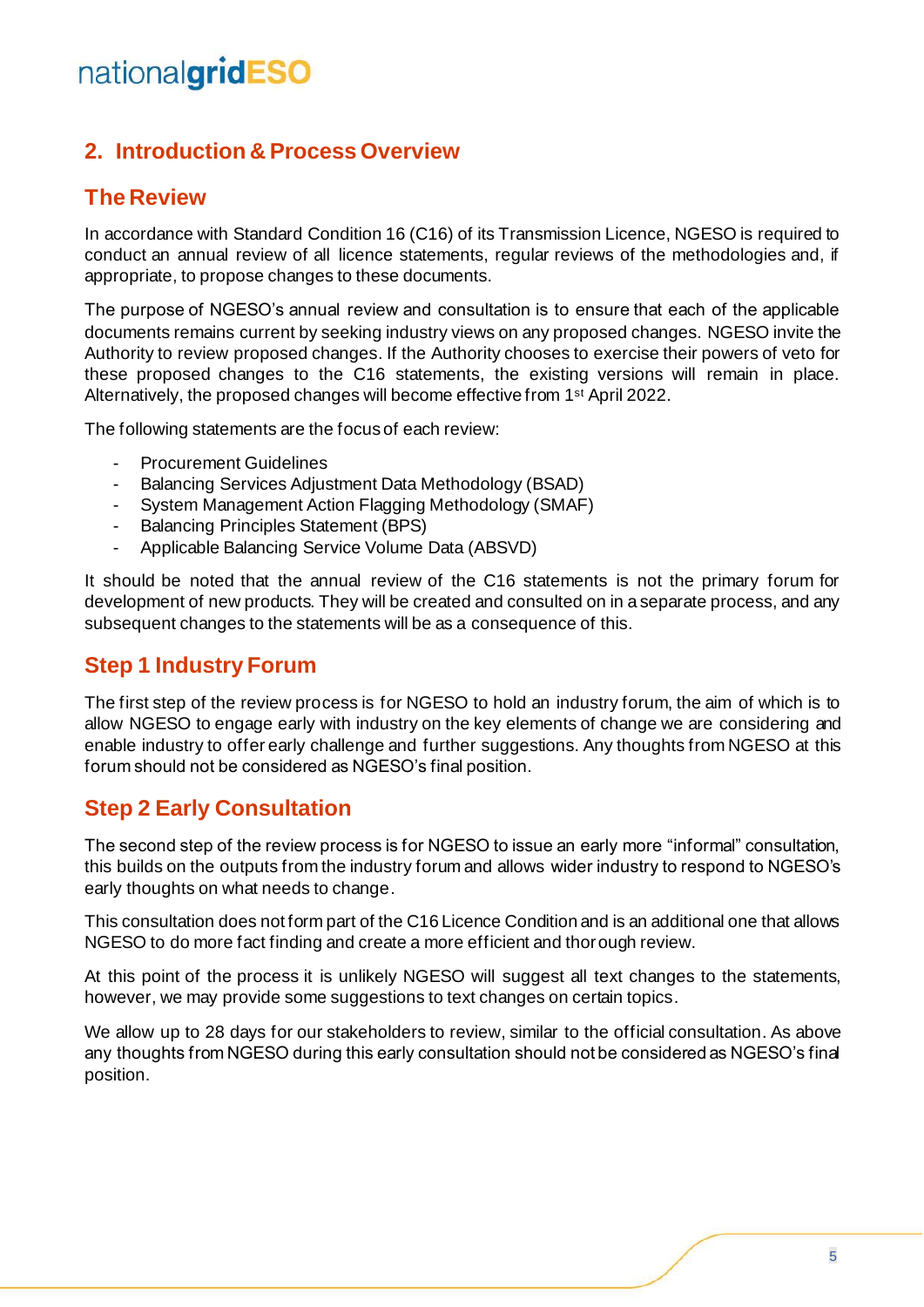## 2. Introduction & Process Overview

### The Review

In accordance with Standard Condition 16 (C16) of its Transmission Licence, NGESO is required to conduct an annual review of all licence statements, regular reviews of the methodologies and, if appropriate, to propose changes to these documents.

The purpose of NGESO's annual review and consultation is to ensure that each of the applicable documents remains current by seeking industry views on any proposed changes. NGESO invite the Authority to review proposed changes. If the Authority chooses to exercise their powers of veto for these proposed changes to the C16 statements, the existing versions will remain in place. Alternatively, the proposed changes will become effective from 1st April 2022.

The following statements are the focus of each review:

- Procurement Guidelines
- Balancing Services Adjustment Data Methodology (BSAD)
- System Management Action Flagging Methodology (SMAF)
- Balancing Principles Statement (BPS)
- Applicable Balancing Service Volume Data (ABSVD)

It should be noted that the annual review of the C16 statements is not the primary forum for development of new products. They will be created and consulted on in a separate process, and any subsequent changes to the statements will be as a consequence of this.

### Step 1 Industry Forum

The first step of the review process is for NGESO to hold an industry forum, the aim of which is to allow NGESO to engage early with industry on the key elements of change we are considering and enable industry to offer early challenge and further suggestions. Any thoughts from NGESO at this forum should not be considered as NGESO's final position.

### Step 2 Early Consultation

The second step of the review process is for NGESO to issue an early more "informal" consultation, this builds on the outputs from the industry forum and allows wider industry to respond to NGESO's early thoughts on what needs to change.

This consultation does not form part of the C16 Licence Condition and is an additional one that allows NGESO to do more fact finding and create a more efficient and thorough review.

At this point of the process it is unlikely NGESO will suggest all text changes to the statements, however, we may provide some suggestions to text changes on certain topics.

We allow up to 28 days for our stakeholders to review, similar to the official consultation. As above any thoughts from NGESO during this early consultation should not be considered as NGESO's final position.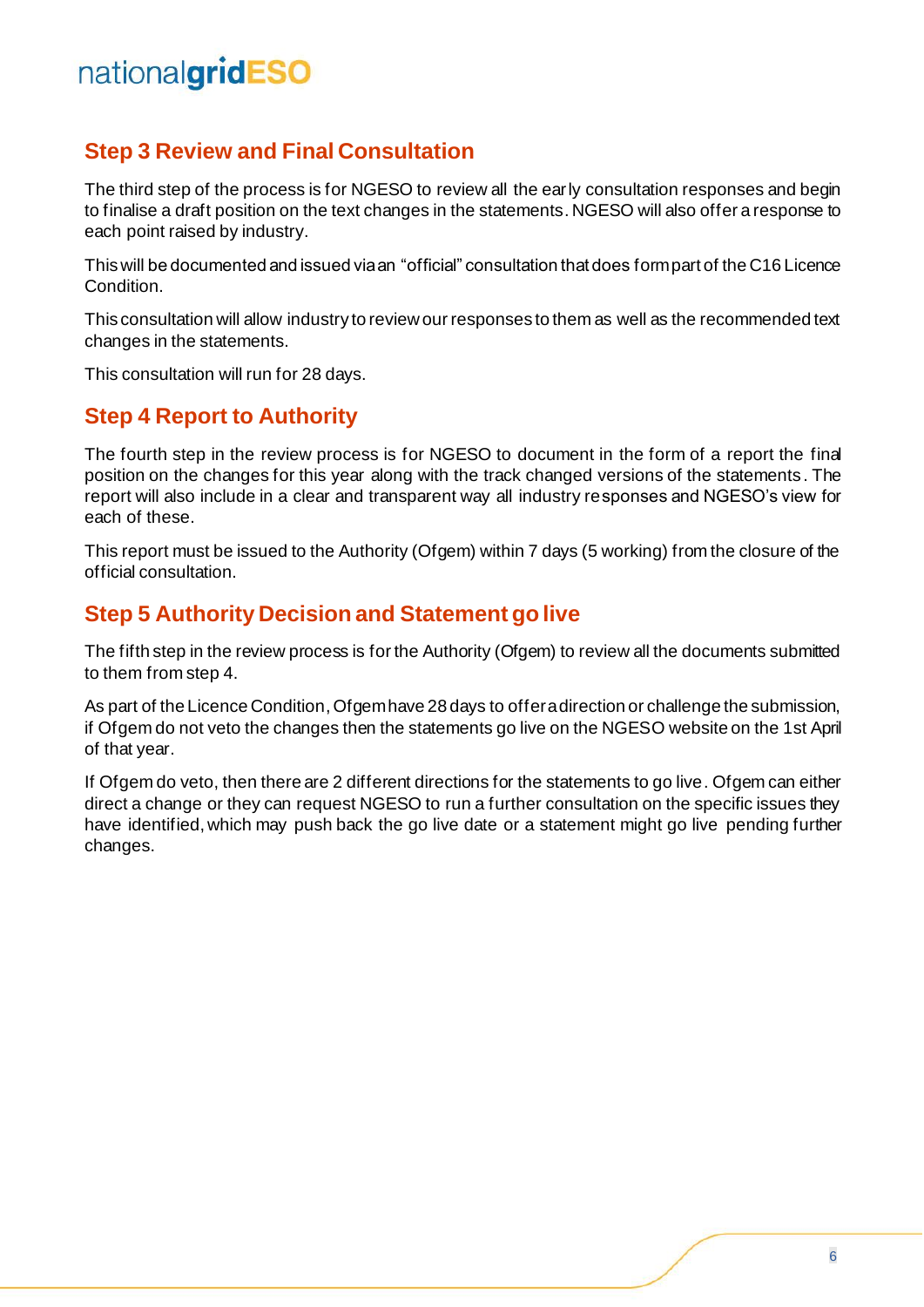## Step 3 Review and Final Consultation

The third step of the process is for NGESO to review all the early consultation responses and begin to finalise a draft position on the text changes in the statements. NGESO will also offer a response to each point raised by industry.

This will be documented and issued via an "official" consultation that does form part of the C16 Licence Condition.

This consultation will allow industry to review our responses to them as well as the recommended text changes in the statements.

This consultation will run for 28 days.

## Step 4 Report to Authority

The fourth step in the review process is for NGESO to document in the form of a report the final position on the changes for this year along with the track changed versions of the statements. The report will also include in a clear and transparent way all industry responses and NGESO's view for each of these.

This report must be issued to the Authority (Ofgem) within 7 days (5 working) from the closure of the official consultation.

## Step 5 Authority Decision and Statement go live

The fifth step in the review process is for the Authority (Ofgem) to review all the documents submitted to them from step 4.

As part of the Licence Condition, Ofgem have 28 days to offer a direction or challenge the submission, if Ofgem do not veto the changes then the statements go live on the NGESO website on the 1st April of that year.

If Ofgem do veto, then there are 2 different directions for the statements to go live. Ofgem can either direct a change or they can request NGESO to run a further consultation on the specific issues they have identified, which may push back the go live date or a statement might go live pending further changes.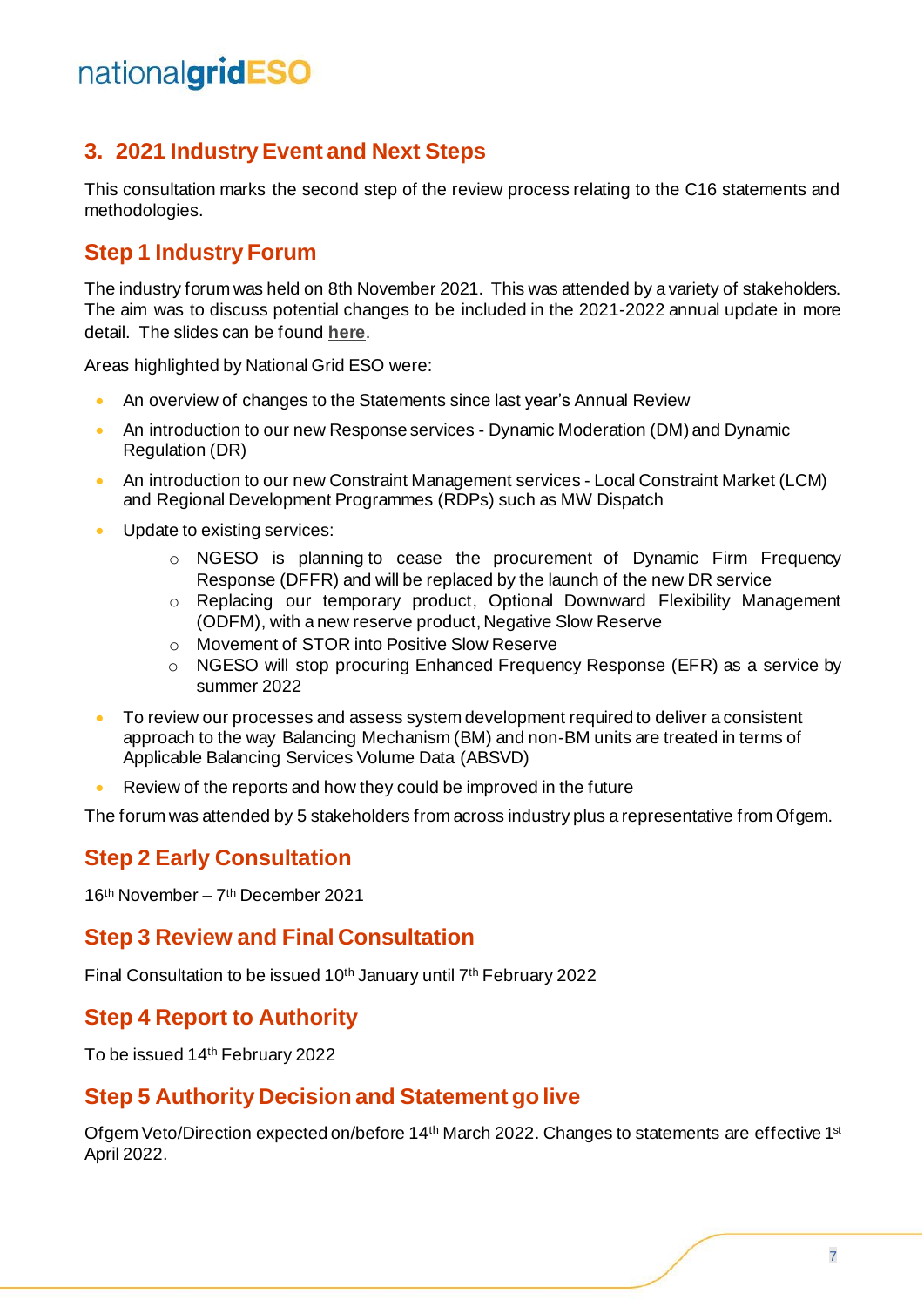## 3. 2021 Industry Event and Next Steps

This consultation marks the second step of the review process relating to the C16 statements and methodologies.

### Step 1 Industry Forum

The industry forum was held on 8th November 2021. This was attended by a variety of stakeholders. The aim was to discuss potential changes to be included in the 2021-2022 annual update in more detail. The slides can be found **here**.

Areas highlighted by National Grid ESO were:

- An overview of changes to the Statements since last year's Annual Review
- An introduction to our new Response services - Dynamic Moderation (DM) and Dynamic Regulation (DR)
- An introduction to our new Constraint Management services - Local Constraint Market (LCM) and Regional Development Programmes (RDPs) such as MW Dispatch
- Update to existing services:
  - NGESO is planning to cease the procurement of Dynamic Firm Frequency Response (DFFR) and will be replaced by the launch of the new DR service
  - Replacing our temporary product, Optional Downward Flexibility Management (ODFM), with a new reserve product, Negative Slow Reserve
  - Movement of STOR into Positive Slow Reserve
  - NGESO will stop procuring Enhanced Frequency Response (EFR) as a service by summer 2022
- To review our processes and assess system development required to deliver a consistent approach to the way Balancing Mechanism (BM) and non-BM units are treated in terms of Applicable Balancing Services Volume Data (ABSVD)
- Review of the reports and how they could be improved in the future

The forum was attended by 5 stakeholders from across industry plus a representative from Ofgem.

### Step 2 Early Consultation

16th November – 7th December 2021

### Step 3 Review and Final Consultation

Final Consultation to be issued 10th January until 7th February 2022

### Step 4 Report to Authority

To be issued 14th February 2022

### Step 5 Authority Decision and Statement go live

Ofgem Veto/Direction expected on/before 14th March 2022. Changes to statements are effective 1st April 2022.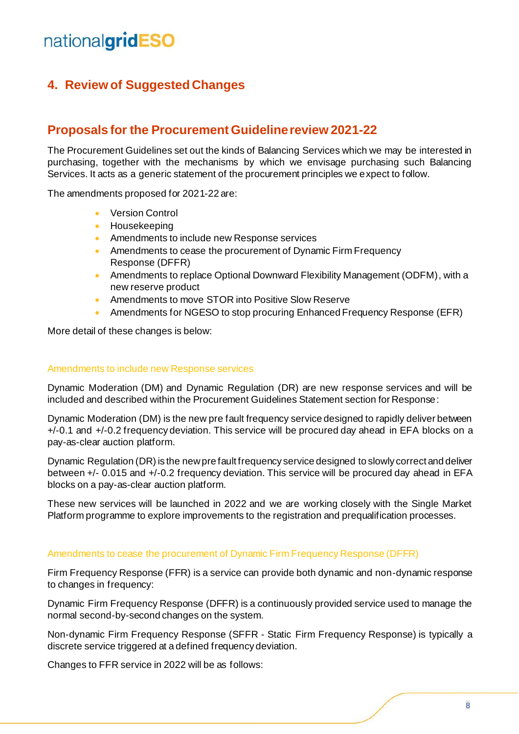## 4. Review of Suggested Changes

## Proposals for the Procurement Guideline review 2021-22

The Procurement Guidelines set out the kinds of Balancing Services which we may be interested in purchasing, together with the mechanisms by which we envisage purchasing such Balancing Services. It acts as a generic statement of the procurement principles we expect to follow.

The amendments proposed for 2021-22 are:

- Version Control
- Housekeeping
- Amendments to include new Response services
- Amendments to cease the procurement of Dynamic Firm Frequency Response (DFFR)
- Amendments to replace Optional Downward Flexibility Management (ODFM), with a new reserve product
- Amendments to move STOR into Positive Slow Reserve
- Amendments for NGESO to stop procuring Enhanced Frequency Response (EFR)

More detail of these changes is below:

### Amendments to include new Response services

Dynamic Moderation (DM) and Dynamic Regulation (DR) are new response services and will be included and described within the Procurement Guidelines Statement section for Response:

Dynamic Moderation (DM) is the new pre fault frequency service designed to rapidly deliver between +/-0.1 and +/-0.2 frequency deviation. This service will be procured day ahead in EFA blocks on a pay-as-clear auction platform.

Dynamic Regulation (DR) is the new pre fault frequency service designed to slowly correct and deliver between +/- 0.015 and +/-0.2 frequency deviation. This service will be procured day ahead in EFA blocks on a pay-as-clear auction platform.

These new services will be launched in 2022 and we are working closely with the Single Market Platform programme to explore improvements to the registration and prequalification processes.

### Amendments to cease the procurement of Dynamic Firm Frequency Response (DFFR)

Firm Frequency Response (FFR) is a service can provide both dynamic and non-dynamic response to changes in frequency:

Dynamic Firm Frequency Response (DFFR) is a continuously provided service used to manage the normal second-by-second changes on the system.

Non-dynamic Firm Frequency Response (SFFR - Static Firm Frequency Response) is typically a discrete service triggered at a defined frequency deviation.

Changes to FFR service in 2022 will be as follows: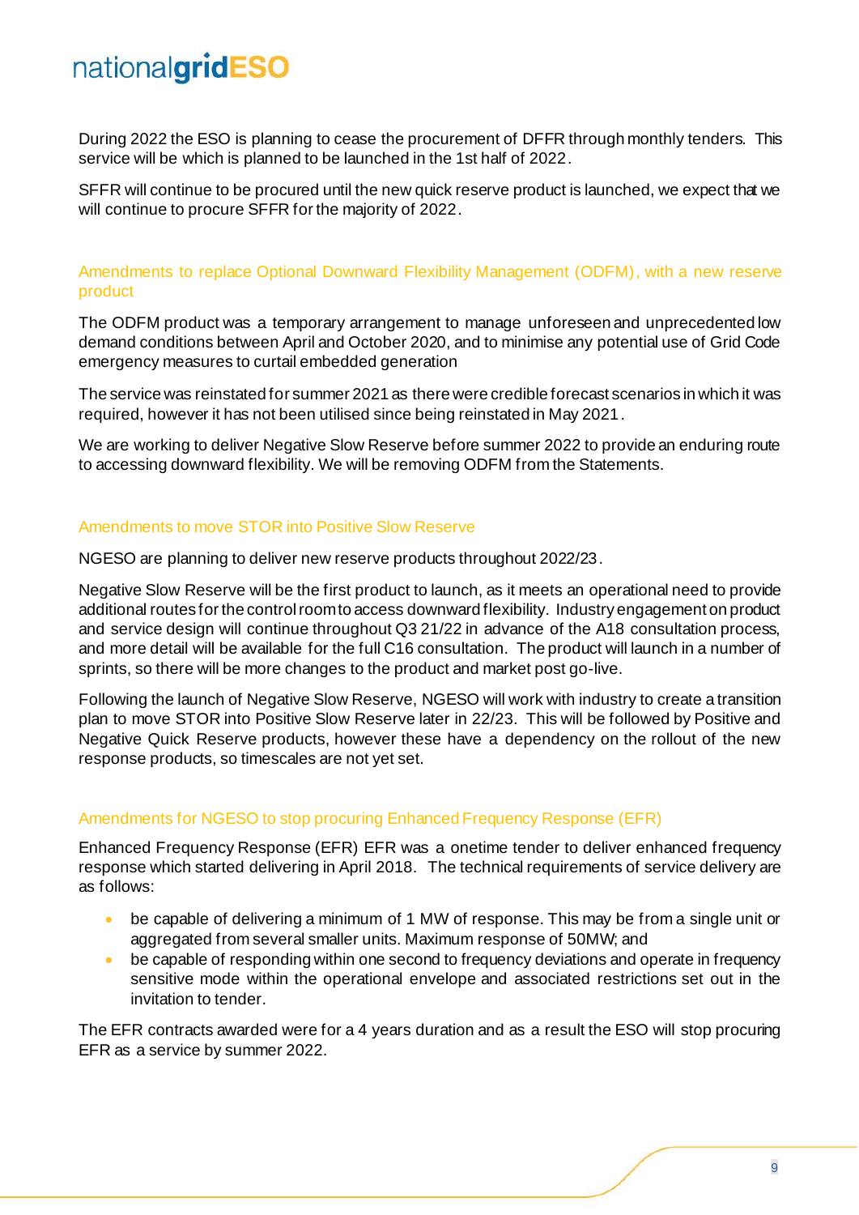During 2022 the ESO is planning to cease the procurement of DFFR through monthly tenders. This service will be which is planned to be launched in the 1st half of 2022.

SFFR will continue to be procured until the new quick reserve product is launched, we expect that we will continue to procure SFFR for the majority of 2022.

### Amendments to replace Optional Downward Flexibility Management (ODFM), with a new reserve product

The ODFM product was a temporary arrangement to manage unforeseen and unprecedented low demand conditions between April and October 2020, and to minimise any potential use of Grid Code emergency measures to curtail embedded generation

The service was reinstated for summer 2021 as there were credible forecast scenarios in which it was required, however it has not been utilised since being reinstated in May 2021.

We are working to deliver Negative Slow Reserve before summer 2022 to provide an enduring route to accessing downward flexibility. We will be removing ODFM from the Statements.

### Amendments to move STOR into Positive Slow Reserve

NGESO are planning to deliver new reserve products throughout 2022/23.

Negative Slow Reserve will be the first product to launch, as it meets an operational need to provide additional routes for the control room to access downward flexibility. Industry engagement on product and service design will continue throughout Q3 21/22 in advance of the A18 consultation process, and more detail will be available for the full C16 consultation. The product will launch in a number of sprints, so there will be more changes to the product and market post go-live.

Following the launch of Negative Slow Reserve, NGESO will work with industry to create a transition plan to move STOR into Positive Slow Reserve later in 22/23. This will be followed by Positive and Negative Quick Reserve products, however these have a dependency on the rollout of the new response products, so timescales are not yet set.

### Amendments for NGESO to stop procuring Enhanced Frequency Response (EFR)

Enhanced Frequency Response (EFR) EFR was a onetime tender to deliver enhanced frequency response which started delivering in April 2018. The technical requirements of service delivery are as follows:

- be capable of delivering a minimum of 1 MW of response. This may be from a single unit or aggregated from several smaller units. Maximum response of 50MW; and
- be capable of responding within one second to frequency deviations and operate in frequency sensitive mode within the operational envelope and associated restrictions set out in the invitation to tender.

The EFR contracts awarded were for a 4 years duration and as a result the ESO will stop procuring EFR as a service by summer 2022.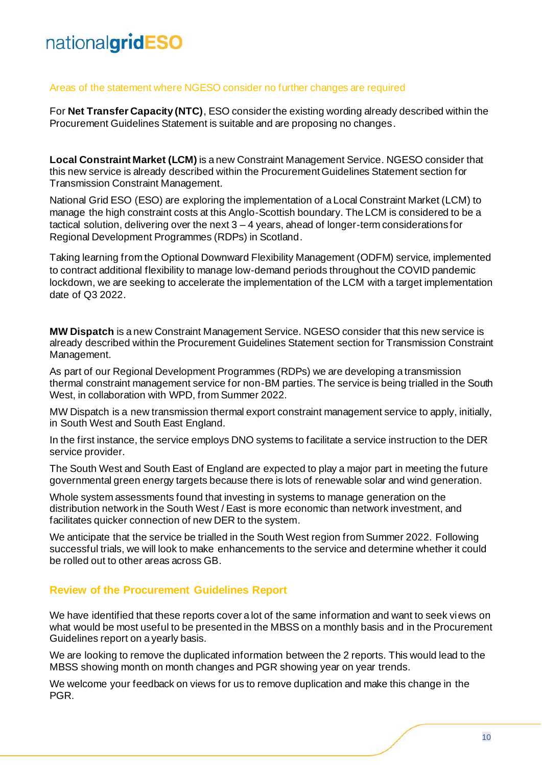### Areas of the statement where NGESO consider no further changes are required

For **Net Transfer Capacity (NTC)**, ESO consider the existing wording already described within the Procurement Guidelines Statement is suitable and are proposing no changes.

**Local Constraint Market (LCM)** is a new Constraint Management Service. NGESO consider that this new service is already described within the Procurement Guidelines Statement section for Transmission Constraint Management.

National Grid ESO (ESO) are exploring the implementation of a Local Constraint Market (LCM) to manage the high constraint costs at this Anglo-Scottish boundary. The LCM is considered to be a tactical solution, delivering over the next 3 – 4 years, ahead of longer-term considerations for Regional Development Programmes (RDPs) in Scotland.

Taking learning from the Optional Downward Flexibility Management (ODFM) service, implemented to contract additional flexibility to manage low-demand periods throughout the COVID pandemic lockdown, we are seeking to accelerate the implementation of the LCM with a target implementation date of Q3 2022.

**MW Dispatch** is a new Constraint Management Service. NGESO consider that this new service is already described within the Procurement Guidelines Statement section for Transmission Constraint Management.

As part of our Regional Development Programmes (RDPs) we are developing a transmission thermal constraint management service for non-BM parties. The service is being trialled in the South West, in collaboration with WPD, from Summer 2022.

MW Dispatch is a new transmission thermal export constraint management service to apply, initially, in South West and South East England.

In the first instance, the service employs DNO systems to facilitate a service instruction to the DER service provider.

The South West and South East of England are expected to play a major part in meeting the future governmental green energy targets because there is lots of renewable solar and wind generation.

Whole system assessments found that investing in systems to manage generation on the distribution network in the South West / East is more economic than network investment, and facilitates quicker connection of new DER to the system.

We anticipate that the service be trialled in the South West region from Summer 2022. Following successful trials, we will look to make enhancements to the service and determine whether it could be rolled out to other areas across GB.

## Review of the Procurement Guidelines Report

We have identified that these reports cover a lot of the same information and want to seek views on what would be most useful to be presented in the MBSS on a monthly basis and in the Procurement Guidelines report on a yearly basis.

We are looking to remove the duplicated information between the 2 reports. This would lead to the MBSS showing month on month changes and PGR showing year on year trends.

We welcome your feedback on views for us to remove duplication and make this change in the PGR.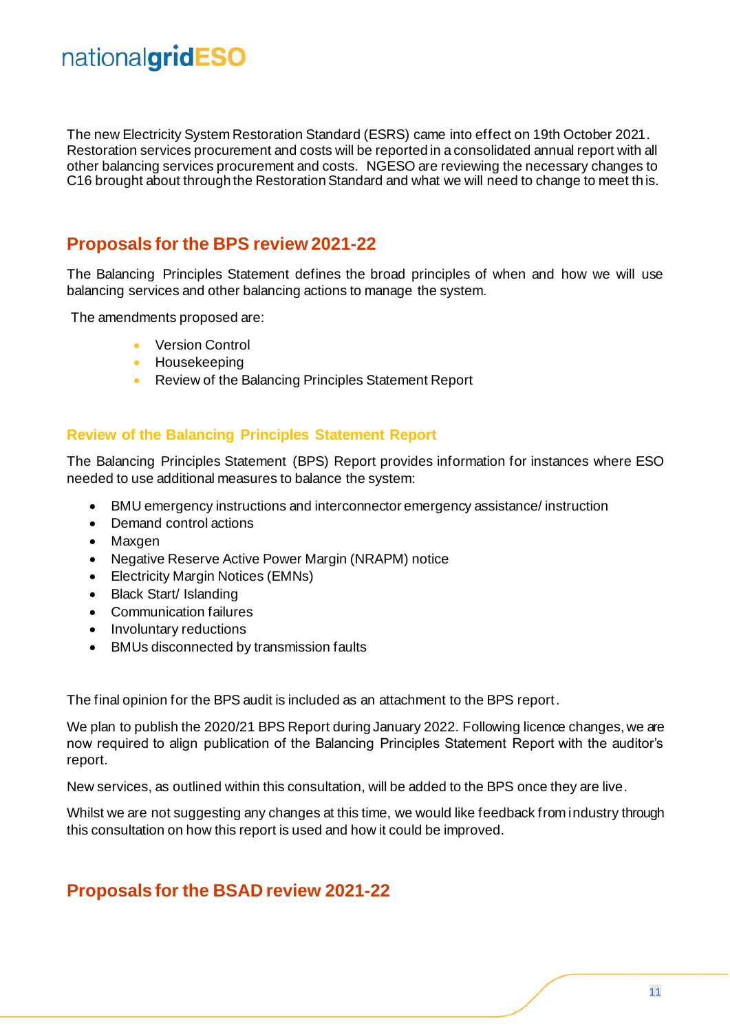The new Electricity System Restoration Standard (ESRS) came into effect on 19th October 2021. Restoration services procurement and costs will be reported in a consolidated annual report with all other balancing services procurement and costs. NGESO are reviewing the necessary changes to C16 brought about through the Restoration Standard and what we will need to change to meet this.

## Proposals for the BPS review 2021-22

The Balancing Principles Statement defines the broad principles of when and how we will use balancing services and other balancing actions to manage the system.

The amendments proposed are:

- Version Control
- Housekeeping
- Review of the Balancing Principles Statement Report

### Review of the Balancing Principles Statement Report

The Balancing Principles Statement (BPS) Report provides information for instances where ESO needed to use additional measures to balance the system:

- BMU emergency instructions and interconnector emergency assistance/ instruction
- Demand control actions
- Maxgen
- Negative Reserve Active Power Margin (NRAPM) notice
- Electricity Margin Notices (EMNs)
- Black Start/ Islanding
- Communication failures
- Involuntary reductions
- BMUs disconnected by transmission faults

The final opinion for the BPS audit is included as an attachment to the BPS report.

We plan to publish the 2020/21 BPS Report during January 2022. Following licence changes, we are now required to align publication of the Balancing Principles Statement Report with the auditor's report.

New services, as outlined within this consultation, will be added to the BPS once they are live.

Whilst we are not suggesting any changes at this time, we would like feedback from industry through this consultation on how this report is used and how it could be improved.

## Proposals for the BSAD review 2021-22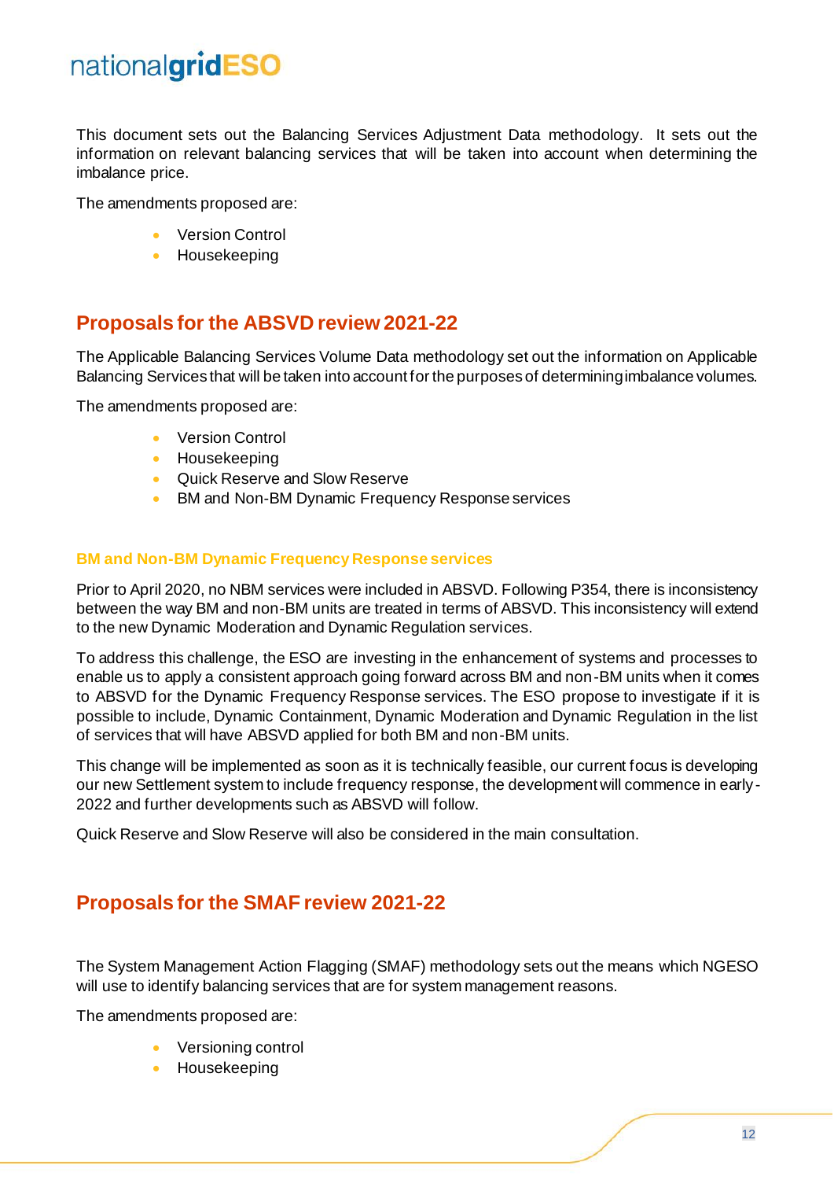This document sets out the Balancing Services Adjustment Data methodology. It sets out the information on relevant balancing services that will be taken into account when determining the imbalance price.

The amendments proposed are:

- Version Control
- Housekeeping

## Proposals for the ABSVD review 2021-22

The Applicable Balancing Services Volume Data methodology set out the information on Applicable Balancing Services that will be taken into account for the purposes of determining imbalance volumes.

The amendments proposed are:

- Version Control
- Housekeeping
- Quick Reserve and Slow Reserve
- BM and Non-BM Dynamic Frequency Response services

### BM and Non-BM Dynamic Frequency Response services

Prior to April 2020, no NBM services were included in ABSVD. Following P354, there is inconsistency between the way BM and non-BM units are treated in terms of ABSVD. This inconsistency will extend to the new Dynamic Moderation and Dynamic Regulation services.

To address this challenge, the ESO are investing in the enhancement of systems and processes to enable us to apply a consistent approach going forward across BM and non-BM units when it comes to ABSVD for the Dynamic Frequency Response services. The ESO propose to investigate if it is possible to include, Dynamic Containment, Dynamic Moderation and Dynamic Regulation in the list of services that will have ABSVD applied for both BM and non-BM units.

This change will be implemented as soon as it is technically feasible, our current focus is developing our new Settlement system to include frequency response, the development will commence in early-2022 and further developments such as ABSVD will follow.

Quick Reserve and Slow Reserve will also be considered in the main consultation.

## Proposals for the SMAF review 2021-22

The System Management Action Flagging (SMAF) methodology sets out the means which NGESO will use to identify balancing services that are for system management reasons.

The amendments proposed are:

- Versioning control
- Housekeeping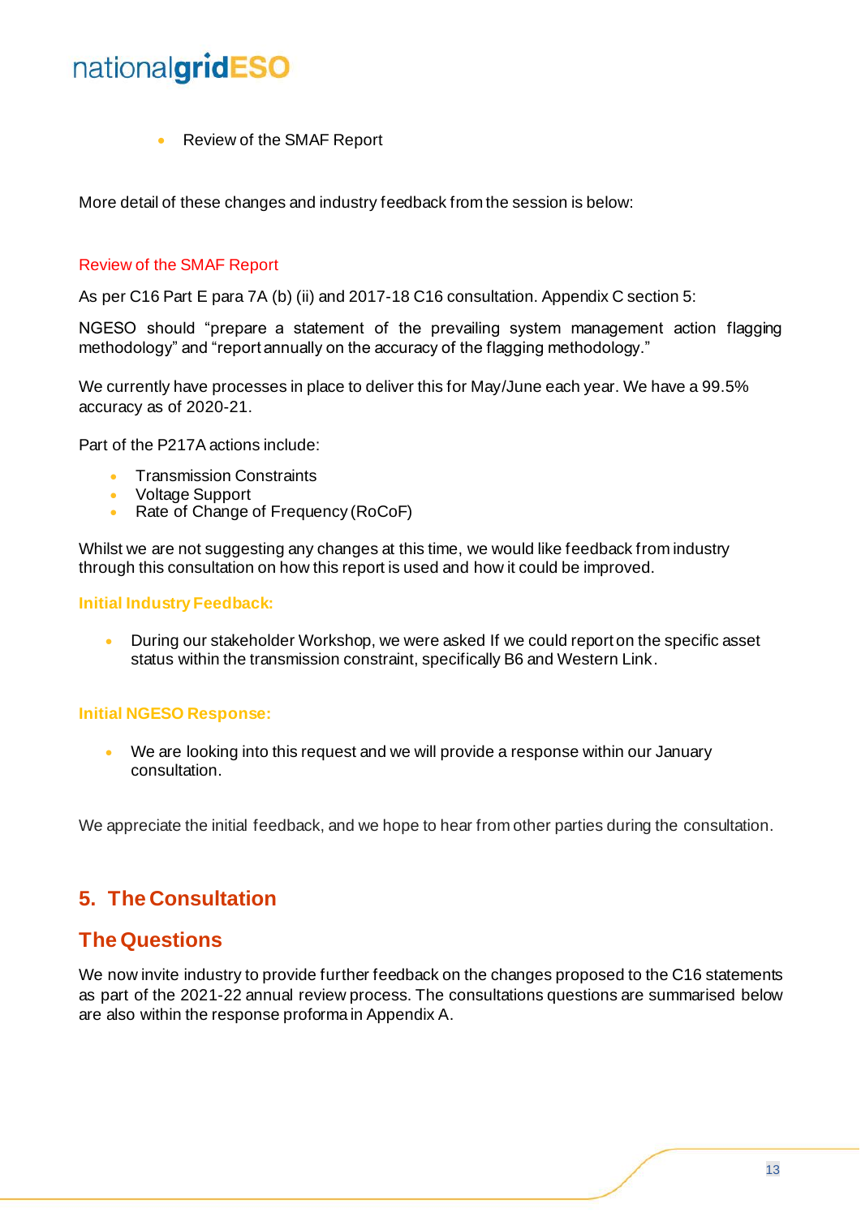- Review of the SMAF Report

More detail of these changes and industry feedback from the session is below:

### Review of the SMAF Report

As per C16 Part E para 7A (b) (ii) and 2017-18 C16 consultation. Appendix C section 5:

NGESO should "prepare a statement of the prevailing system management action flagging methodology" and "report annually on the accuracy of the flagging methodology."

We currently have processes in place to deliver this for May/June each year. We have a 99.5% accuracy as of 2020-21.

Part of the P217A actions include:

- Transmission Constraints
- Voltage Support
- Rate of Change of Frequency (RoCoF)

Whilst we are not suggesting any changes at this time, we would like feedback from industry through this consultation on how this report is used and how it could be improved.

#### Initial Industry Feedback:

- During our stakeholder Workshop, we were asked If we could report on the specific asset status within the transmission constraint, specifically B6 and Western Link.

#### Initial NGESO Response:

- We are looking into this request and we will provide a response within our January consultation.

We appreciate the initial feedback, and we hope to hear from other parties during the consultation.

## 5. The Consultation

## The Questions

We now invite industry to provide further feedback on the changes proposed to the C16 statements as part of the 2021-22 annual review process. The consultations questions are summarised below are also within the response proforma in Appendix A.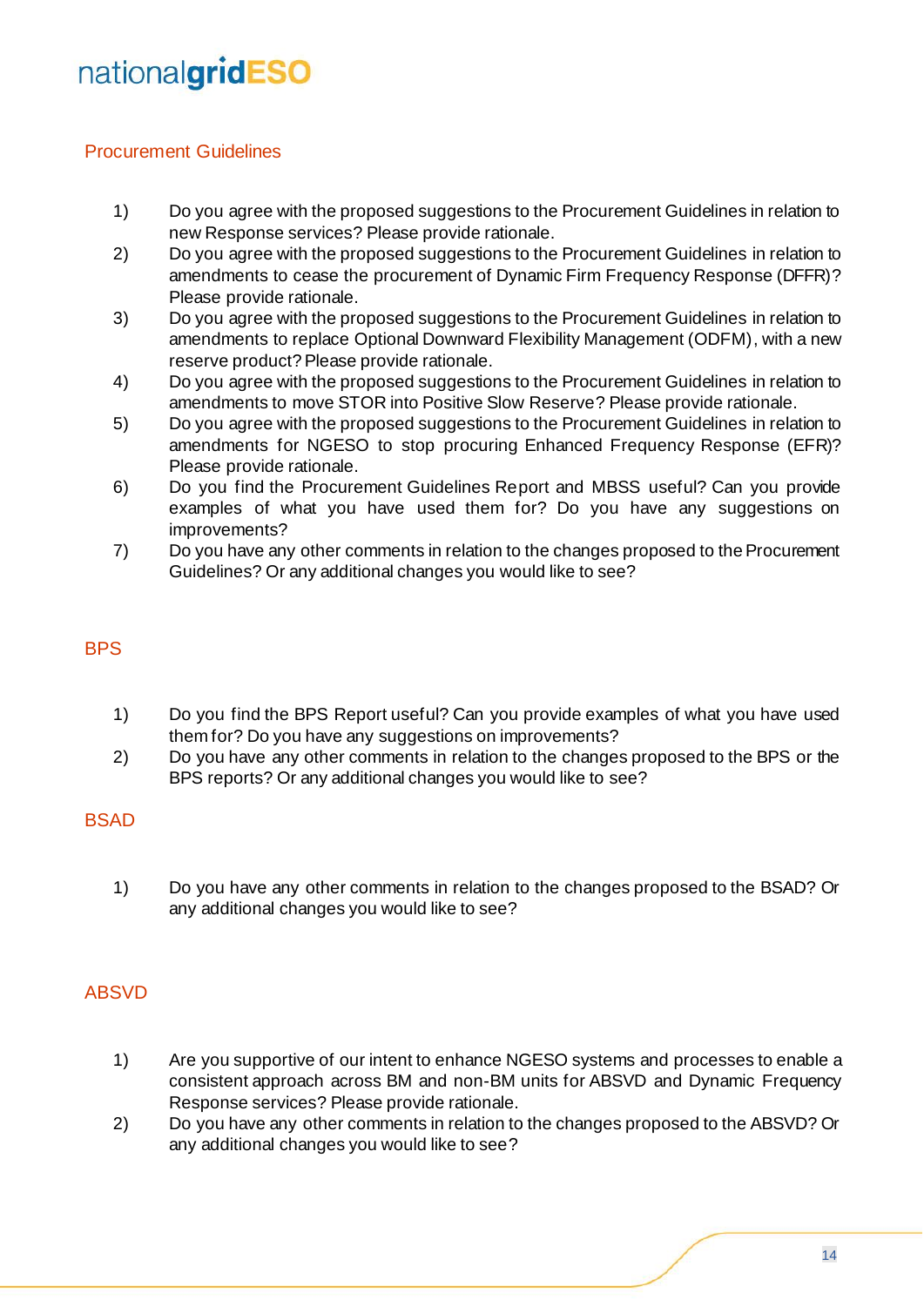## Procurement Guidelines

1) Do you agree with the proposed suggestions to the Procurement Guidelines in relation to new Response services? Please provide rationale.
2) Do you agree with the proposed suggestions to the Procurement Guidelines in relation to amendments to cease the procurement of Dynamic Firm Frequency Response (DFFR)? Please provide rationale.
3) Do you agree with the proposed suggestions to the Procurement Guidelines in relation to amendments to replace Optional Downward Flexibility Management (ODFM), with a new reserve product? Please provide rationale.
4) Do you agree with the proposed suggestions to the Procurement Guidelines in relation to amendments to move STOR into Positive Slow Reserve? Please provide rationale.
5) Do you agree with the proposed suggestions to the Procurement Guidelines in relation to amendments for NGESO to stop procuring Enhanced Frequency Response (EFR)? Please provide rationale.
6) Do you find the Procurement Guidelines Report and MBSS useful? Can you provide examples of what you have used them for? Do you have any suggestions on improvements?
7) Do you have any other comments in relation to the changes proposed to the Procurement Guidelines? Or any additional changes you would like to see?

## BPS

1) Do you find the BPS Report useful? Can you provide examples of what you have used them for? Do you have any suggestions on improvements?
2) Do you have any other comments in relation to the changes proposed to the BPS or the BPS reports? Or any additional changes you would like to see?

## BSAD

1) Do you have any other comments in relation to the changes proposed to the BSAD? Or any additional changes you would like to see?

## ABSVD

1) Are you supportive of our intent to enhance NGESO systems and processes to enable a consistent approach across BM and non-BM units for ABSVD and Dynamic Frequency Response services? Please provide rationale.
2) Do you have any other comments in relation to the changes proposed to the ABSVD? Or any additional changes you would like to see?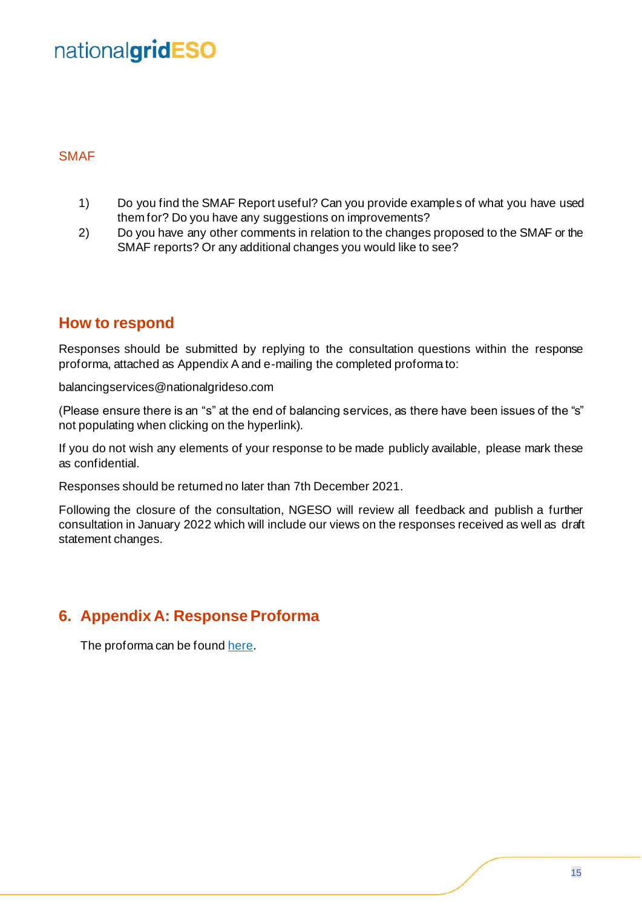SMAF

1) Do you find the SMAF Report useful? Can you provide examples of what you have used them for? Do you have any suggestions on improvements?
2) Do you have any other comments in relation to the changes proposed to the SMAF or the SMAF reports? Or any additional changes you would like to see?

## How to respond

Responses should be submitted by replying to the consultation questions within the response proforma, attached as Appendix A and e-mailing the completed proforma to:

balancingservices@nationalgrideso.com

(Please ensure there is an "s" at the end of balancing services, as there have been issues of the "s" not populating when clicking on the hyperlink).

If you do not wish any elements of your response to be made publicly available, please mark these as confidential.

Responses should be returned no later than 7th December 2021.

Following the closure of the consultation, NGESO will review all feedback and publish a further consultation in January 2022 which will include our views on the responses received as well as draft statement changes.

## 6. Appendix A: Response Proforma

The proforma can be found here.